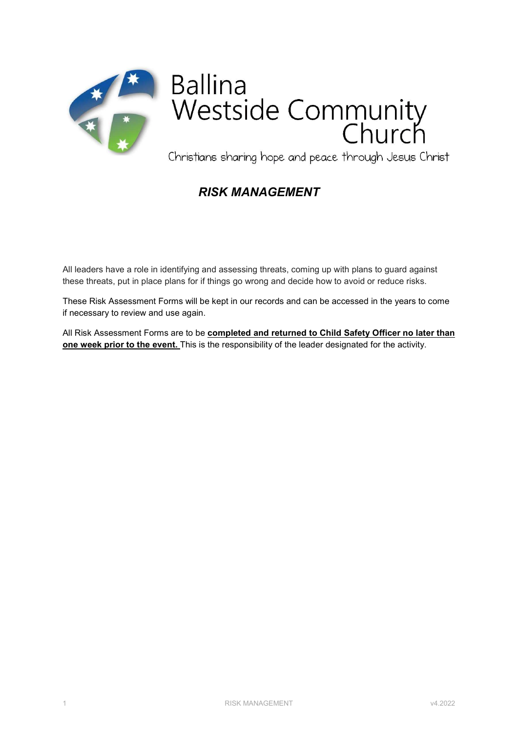# Ballina Westside Community Church

Christians sharing hope and peace through Jesus Christ

## *RISK MANAGEMENT*

All leaders have a role in identifying and assessing threats, coming up with plans to guard against these threats, put in place plans for if things go wrong and decide how to avoid or reduce risks.

These Risk Assessment Forms will be kept in our records and can be accessed in the years to come if necessary to review and use again.

All Risk Assessment Forms are to be **completed and returned to Child Safety Officer no later than one week prior to the event.** This is the responsibility of the leader designated for the activity.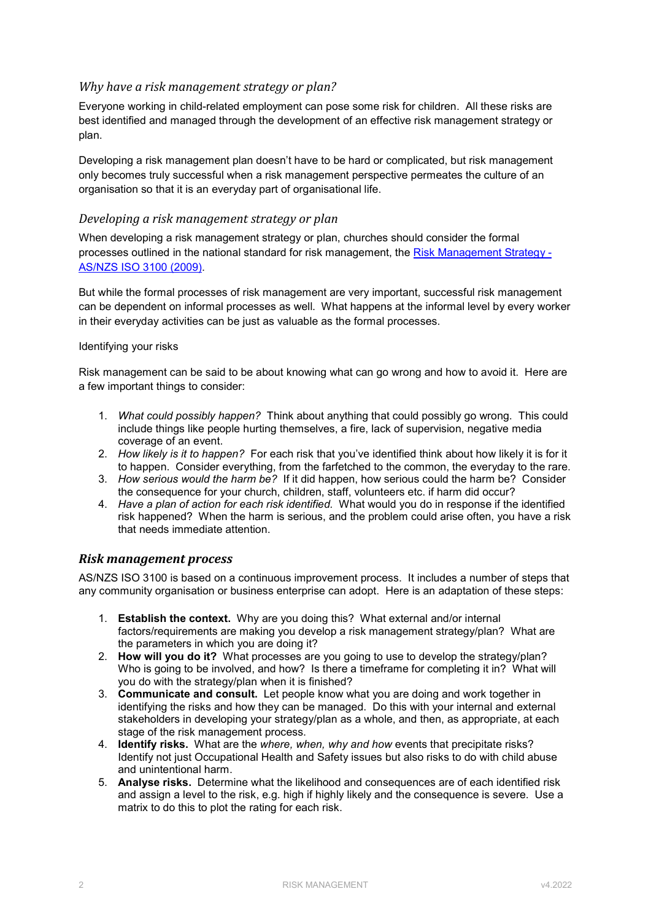### *Why have a risk management strategy or plan?*

Everyone working in child-related employment can pose some risk for children. All these risks are best identified and managed through the development of an effective risk management strategy or plan.

Developing a risk management plan doesn't have to be hard or complicated, but risk management only becomes truly successful when a risk management perspective permeates the culture of an organisation so that it is an everyday part of organisational life.

### *Developing a risk management strategy or plan*

When developing a risk management strategy or plan, churches should consider the formal processes outlined in the national standard for risk management, the [Risk Management Strategy - AS/NZS ISO 3100 (2009)](#).

But while the formal processes of risk management are very important, successful risk management can be dependent on informal processes as well. What happens at the informal level by every worker in their everyday activities can be just as valuable as the formal processes.

Identifying your risks

Risk management can be said to be about knowing what can go wrong and how to avoid it. Here are a few important things to consider:

1. *What could possibly happen?* Think about anything that could possibly go wrong. This could include things like people hurting themselves, a fire, lack of supervision, negative media coverage of an event.
2. *How likely is it to happen?* For each risk that you've identified think about how likely it is for it to happen. Consider everything, from the farfetched to the common, the everyday to the rare.
3. *How serious would the harm be?* If it did happen, how serious could the harm be? Consider the consequence for your church, children, staff, volunteers etc. if harm did occur?
4. *Have a plan of action for each risk identified.* What would you do in response if the identified risk happened? When the harm is serious, and the problem could arise often, you have a risk that needs immediate attention.

### ***Risk management process***

AS/NZS ISO 3100 is based on a continuous improvement process. It includes a number of steps that any community organisation or business enterprise can adopt. Here is an adaptation of these steps:

1. **Establish the context.** Why are you doing this? What external and/or internal factors/requirements are making you develop a risk management strategy/plan? What are the parameters in which you are doing it?
2. **How will you do it?** What processes are you going to use to develop the strategy/plan? Who is going to be involved, and how? Is there a timeframe for completing it in? What will you do with the strategy/plan when it is finished?
3. **Communicate and consult.** Let people know what you are doing and work together in identifying the risks and how they can be managed. Do this with your internal and external stakeholders in developing your strategy/plan as a whole, and then, as appropriate, at each stage of the risk management process.
4. **Identify risks.** What are the *where, when, why and how* events that precipitate risks? Identify not just Occupational Health and Safety issues but also risks to do with child abuse and unintentional harm.
5. **Analyse risks.** Determine what the likelihood and consequences are of each identified risk and assign a level to the risk, e.g. high if highly likely and the consequence is severe. Use a matrix to do this to plot the rating for each risk.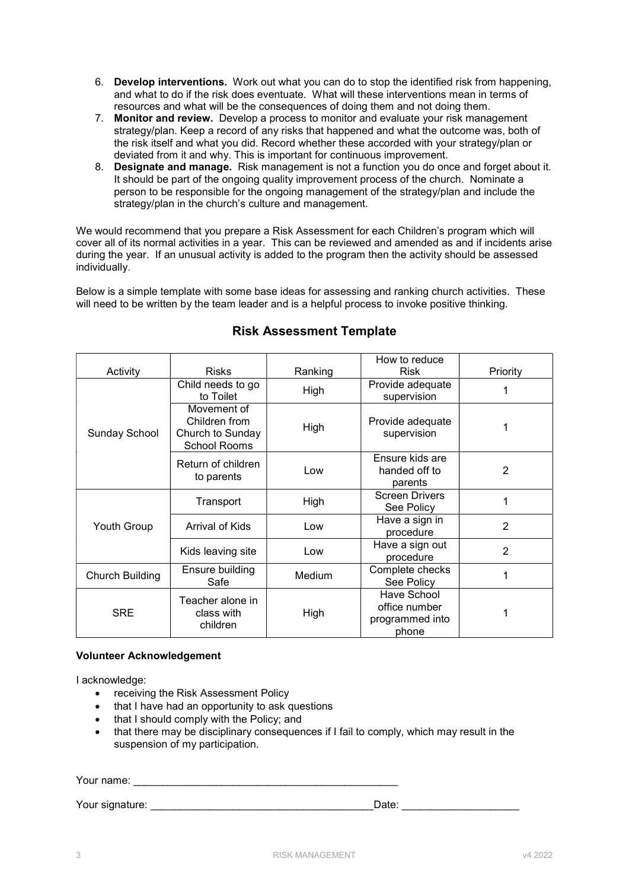6. **Develop interventions.** Work out what you can do to stop the identified risk from happening, and what to do if the risk does eventuate. What will these interventions mean in terms of resources and what will be the consequences of doing them and not doing them.
7. **Monitor and review.** Develop a process to monitor and evaluate your risk management strategy/plan. Keep a record of any risks that happened and what the outcome was, both of the risk itself and what you did. Record whether these accorded with your strategy/plan or deviated from it and why. This is important for continuous improvement.
8. **Designate and manage.** Risk management is not a function you do once and forget about it. It should be part of the ongoing quality improvement process of the church. Nominate a person to be responsible for the ongoing management of the strategy/plan and include the strategy/plan in the church's culture and management.

We would recommend that you prepare a Risk Assessment for each Children's program which will cover all of its normal activities in a year. This can be reviewed and amended as and if incidents arise during the year. If an unusual activity is added to the program then the activity should be assessed individually.

Below is a simple template with some base ideas for assessing and ranking church activities. These will need to be written by the team leader and is a helpful process to invoke positive thinking.

## Risk Assessment Template

| Activity | Risks | Ranking | How to reduce Risk | Priority |
|---|---|---|---|---|
| Sunday School | Child needs to go to Toilet | High | Provide adequate supervision | 1 |
| | Movement of Children from Church to Sunday School Rooms | High | Provide adequate supervision | 1 |
| | Return of children to parents | Low | Ensure kids are handed off to parents | 2 |
| Youth Group | Transport | High | Screen Drivers See Policy | 1 |
| | Arrival of Kids | Low | Have a sign in procedure | 2 |
| | Kids leaving site | Low | Have a sign out procedure | 2 |
| Church Building | Ensure building Safe | Medium | Complete checks See Policy | 1 |
| SRE | Teacher alone in class with children | High | Have School office number programmed into phone | 1 |

**Volunteer Acknowledgement**

I acknowledge:

- receiving the Risk Assessment Policy
- that I have had an opportunity to ask questions
- that I should comply with the Policy; and
- that there may be disciplinary consequences if I fail to comply, which may result in the suspension of my participation.

Your name: _____________________________________________

Your signature: _____________________________________Date: ___________________